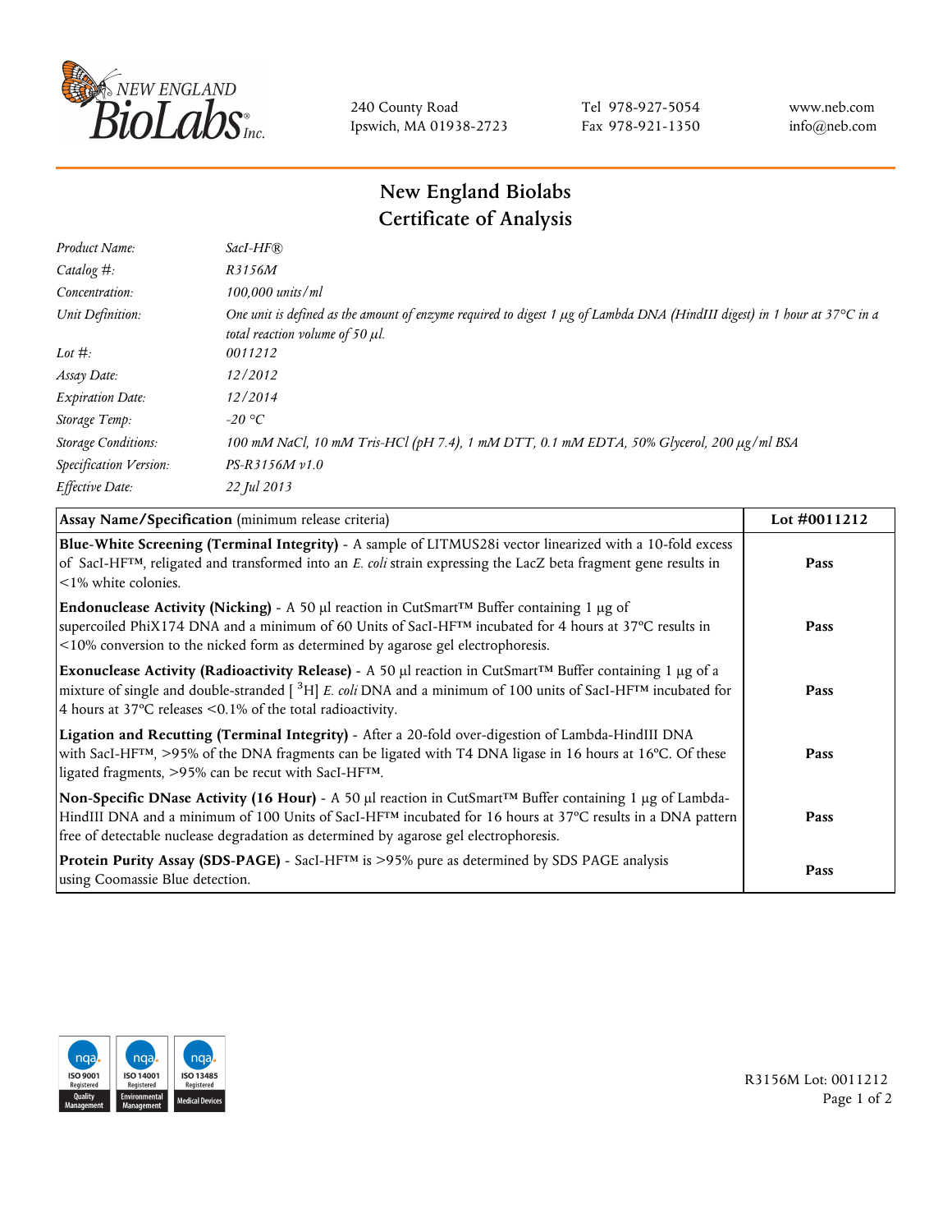240 County Road
Ipswich, MA 01938-2723

Tel 978-927-5054
Fax 978-921-1350

www.neb.com
info@neb.com

# New England Biolabs
# Certificate of Analysis

| | |
|---|---|
| *Product Name:* | *SacI-HF®* |
| *Catalog #:* | *R3156M* |
| *Concentration:* | *100,000 units/ml* |
| *Unit Definition:* | *One unit is defined as the amount of enzyme required to digest 1 µg of Lambda DNA (HindIII digest) in 1 hour at 37°C in a total reaction volume of 50 µl.* |
| *Lot #:* | *0011212* |
| *Assay Date:* | *12/2012* |
| *Expiration Date:* | *12/2014* |
| *Storage Temp:* | *-20 °C* |
| *Storage Conditions:* | *100 mM NaCl, 10 mM Tris-HCl (pH 7.4), 1 mM DTT, 0.1 mM EDTA, 50% Glycerol, 200 µg/ml BSA* |
| *Specification Version:* | *PS-R3156M v1.0* |
| *Effective Date:* | *22 Jul 2013* |

| **Assay Name/Specification** (minimum release criteria) | **Lot #0011212** |
|---|---|
| **Blue-White Screening (Terminal Integrity)** - A sample of LITMUS28i vector linearized with a 10-fold excess of SacI-HF™, religated and transformed into an *E. coli* strain expressing the LacZ beta fragment gene results in <1% white colonies. | **Pass** |
| **Endonuclease Activity (Nicking)** - A 50 µl reaction in CutSmart™ Buffer containing 1 µg of supercoiled PhiX174 DNA and a minimum of 60 Units of SacI-HF™ incubated for 4 hours at 37°C results in <10% conversion to the nicked form as determined by agarose gel electrophoresis. | **Pass** |
| **Exonuclease Activity (Radioactivity Release)** - A 50 µl reaction in CutSmart™ Buffer containing 1 µg of a mixture of single and double-stranded [ $^{3}$H] *E. coli* DNA and a minimum of 100 units of SacI-HF™ incubated for 4 hours at 37°C releases <0.1% of the total radioactivity. | **Pass** |
| **Ligation and Recutting (Terminal Integrity)** - After a 20-fold over-digestion of Lambda-HindIII DNA with SacI-HF™, >95% of the DNA fragments can be ligated with T4 DNA ligase in 16 hours at 16°C. Of these ligated fragments, >95% can be recut with SacI-HF™. | **Pass** |
| **Non-Specific DNase Activity (16 Hour)** - A 50 µl reaction in CutSmart™ Buffer containing 1 µg of Lambda-HindIII DNA and a minimum of 100 Units of SacI-HF™ incubated for 16 hours at 37°C results in a DNA pattern free of detectable nuclease degradation as determined by agarose gel electrophoresis. | **Pass** |
| **Protein Purity Assay (SDS-PAGE)** - SacI-HF™ is >95% pure as determined by SDS PAGE analysis using Coomassie Blue detection. | **Pass** |

R3156M Lot: 0011212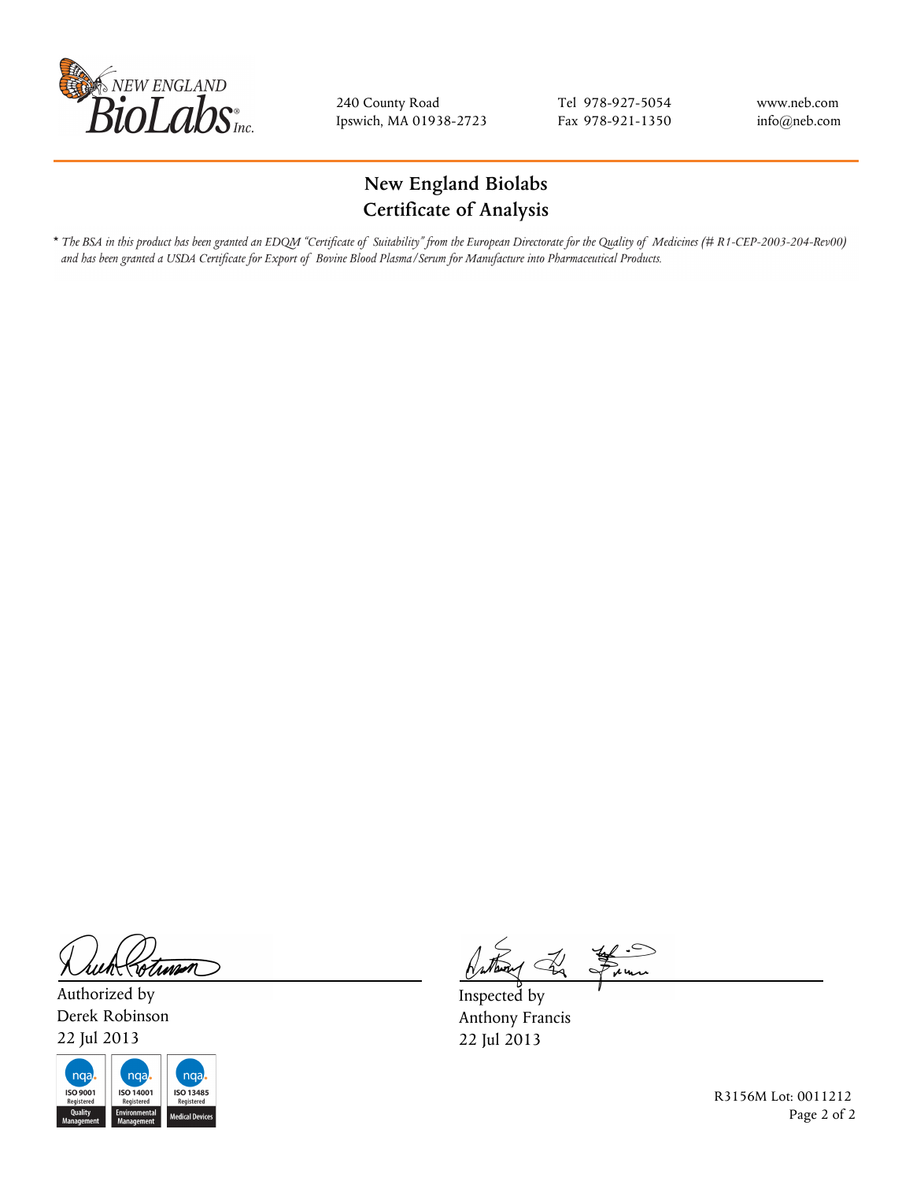240 County Road
Ipswich, MA 01938-2723

Tel 978-927-5054
Fax 978-921-1350

www.neb.com
info@neb.com

## New England Biolabs
## Certificate of Analysis

\* *The BSA in this product has been granted an EDQM "Certificate of Suitability" from the European Directorate for the Quality of Medicines (# R1-CEP-2003-204-Rev00) and has been granted a USDA Certificate for Export of Bovine Blood Plasma/Serum for Manufacture into Pharmaceutical Products.*

Authorized by
Derek Robinson
22 Jul 2013

Inspected by
Anthony Francis
22 Jul 2013

nqa ISO 9001 Registered Quality Management
nqa ISO 14001 Registered Environmental Management
nqa ISO 13485 Registered Medical Devices

R3156M Lot: 0011212